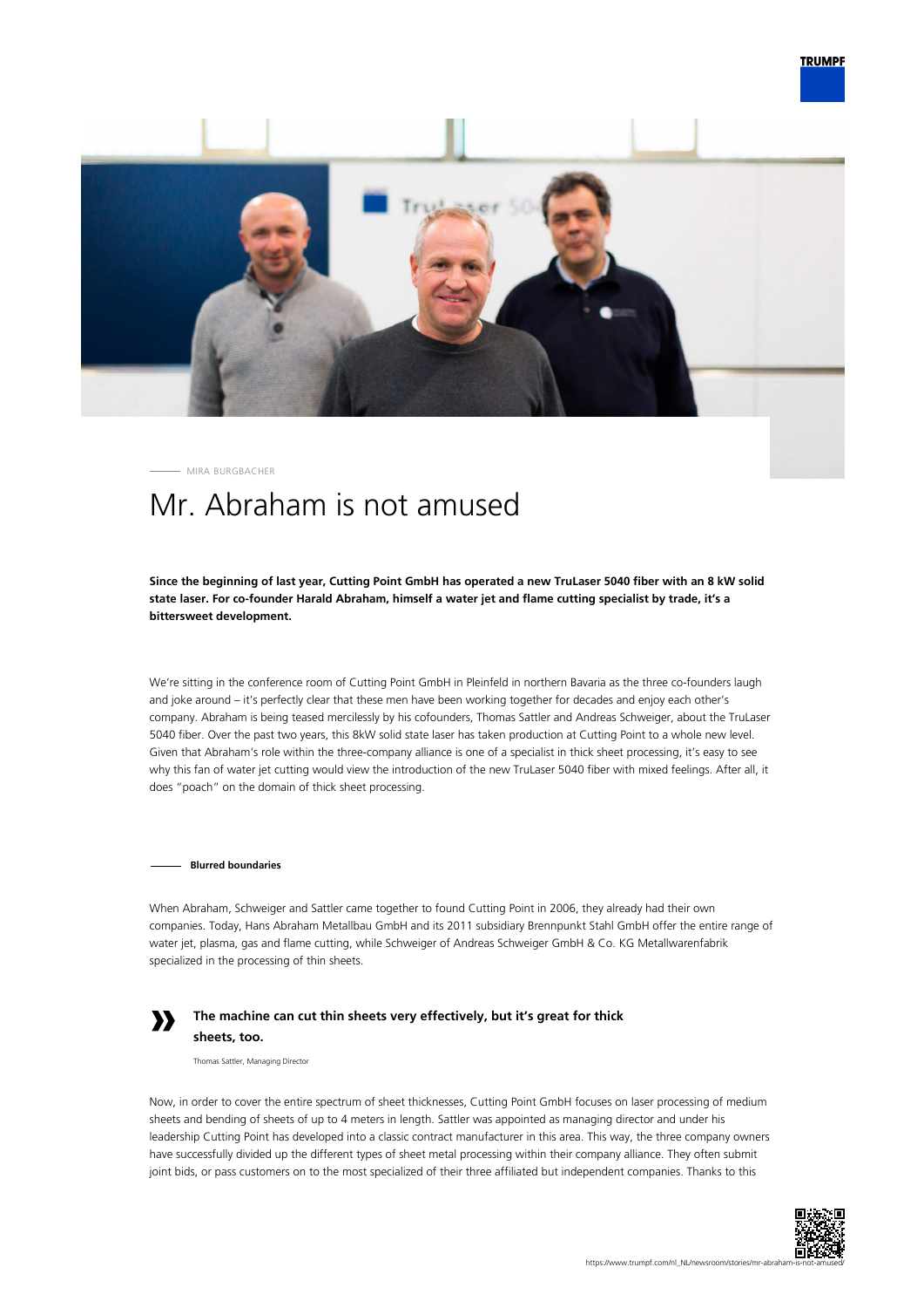MIRA BURGBACHER

# Mr. Abraham is not amused

**Since the beginning of last year, Cutting Point GmbH has operated a new TruLaser 5040 fiber with an 8 kW solid state laser. For co-founder Harald Abraham, himself a water jet and flame cutting specialist by trade, it's a bittersweet development.**

We're sitting in the conference room of Cutting Point GmbH in Pleinfeld in northern Bavaria as the three co-founders laugh and joke around – it's perfectly clear that these men have been working together for decades and enjoy each other's company. Abraham is being teased mercilessly by his cofounders, Thomas Sattler and Andreas Schweiger, about the TruLaser 5040 fiber. Over the past two years, this 8kW solid state laser has taken production at Cutting Point to a whole new level. Given that Abraham's role within the three-company alliance is one of a specialist in thick sheet processing, it's easy to see why this fan of water jet cutting would view the introduction of the new TruLaser 5040 fiber with mixed feelings. After all, it does "poach" on the domain of thick sheet processing.

### Blurred boundaries

When Abraham, Schweiger and Sattler came together to found Cutting Point in 2006, they already had their own companies. Today, Hans Abraham Metallbau GmbH and its 2011 subsidiary Brennpunkt Stahl GmbH offer the entire range of water jet, plasma, gas and flame cutting, while Schweiger of Andreas Schweiger GmbH & Co. KG Metallwarenfabrik specialized in the processing of thin sheets.

> **The machine can cut thin sheets very effectively, but it's great for thick sheets, too.**
>
> Thomas Sattler, Managing Director

Now, in order to cover the entire spectrum of sheet thicknesses, Cutting Point GmbH focuses on laser processing of medium sheets and bending of sheets of up to 4 meters in length. Sattler was appointed as managing director and under his leadership Cutting Point has developed into a classic contract manufacturer in this area. This way, the three company owners have successfully divided up the different types of sheet metal processing within their company alliance. They often submit joint bids, or pass customers on to the most specialized of their three affiliated but independent companies. Thanks to this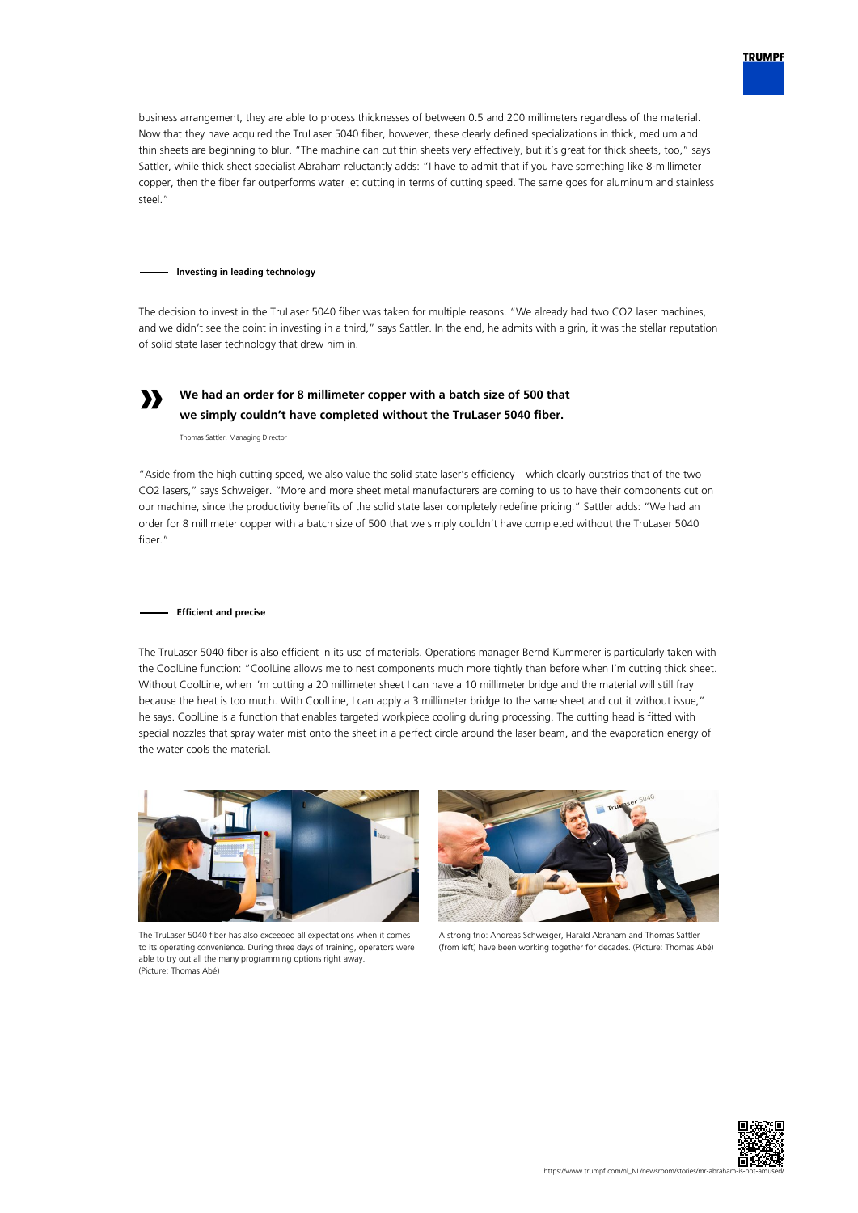business arrangement, they are able to process thicknesses of between 0.5 and 200 millimeters regardless of the material. Now that they have acquired the TruLaser 5040 fiber, however, these clearly defined specializations in thick, medium and thin sheets are beginning to blur. "The machine can cut thin sheets very effectively, but it's great for thick sheets, too," says Sattler, while thick sheet specialist Abraham reluctantly adds: "I have to admit that if you have something like 8-millimeter copper, then the fiber far outperforms water jet cutting in terms of cutting speed. The same goes for aluminum and stainless steel."

## Investing in leading technology

The decision to invest in the TruLaser 5040 fiber was taken for multiple reasons. "We already had two CO2 laser machines, and we didn't see the point in investing in a third," says Sattler. In the end, he admits with a grin, it was the stellar reputation of solid state laser technology that drew him in.

> **We had an order for 8 millimeter copper with a batch size of 500 that we simply couldn't have completed without the TruLaser 5040 fiber.**
>
> Thomas Sattler, Managing Director

"Aside from the high cutting speed, we also value the solid state laser's efficiency – which clearly outstrips that of the two CO2 lasers," says Schweiger. "More and more sheet metal manufacturers are coming to us to have their components cut on our machine, since the productivity benefits of the solid state laser completely redefine pricing." Sattler adds: "We had an order for 8 millimeter copper with a batch size of 500 that we simply couldn't have completed without the TruLaser 5040 fiber."

## Efficient and precise

The TruLaser 5040 fiber is also efficient in its use of materials. Operations manager Bernd Kummerer is particularly taken with the CoolLine function: "CoolLine allows me to nest components much more tightly than before when I'm cutting thick sheet. Without CoolLine, when I'm cutting a 20 millimeter sheet I can have a 10 millimeter bridge and the material will still fray because the heat is too much. With CoolLine, I can apply a 3 millimeter bridge to the same sheet and cut it without issue," he says. CoolLine is a function that enables targeted workpiece cooling during processing. The cutting head is fitted with special nozzles that spray water mist onto the sheet in a perfect circle around the laser beam, and the evaporation energy of the water cools the material.

The TruLaser 5040 fiber has also exceeded all expectations when it comes to its operating convenience. During three days of training, operators were able to try out all the many programming options right away. (Picture: Thomas Abé)

A strong trio: Andreas Schweiger, Harald Abraham and Thomas Sattler (from left) have been working together for decades. (Picture: Thomas Abé)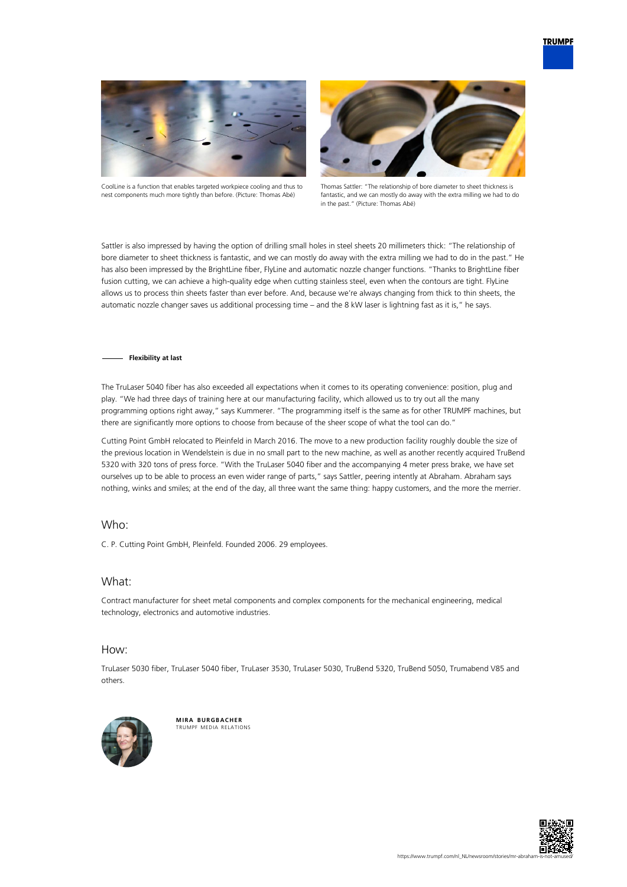CoolLine is a function that enables targeted workpiece cooling and thus to nest components much more tightly than before. (Picture: Thomas Abé)

Thomas Sattler: "The relationship of bore diameter to sheet thickness is fantastic, and we can mostly do away with the extra milling we had to do in the past." (Picture: Thomas Abé)

Sattler is also impressed by having the option of drilling small holes in steel sheets 20 millimeters thick: "The relationship of bore diameter to sheet thickness is fantastic, and we can mostly do away with the extra milling we had to do in the past." He has also been impressed by the BrightLine fiber, FlyLine and automatic nozzle changer functions. "Thanks to BrightLine fiber fusion cutting, we can achieve a high-quality edge when cutting stainless steel, even when the contours are tight. FlyLine allows us to process thin sheets faster than ever before. And, because we're always changing from thick to thin sheets, the automatic nozzle changer saves us additional processing time – and the 8 kW laser is lightning fast as it is," he says.

**Flexibility at last**

The TruLaser 5040 fiber has also exceeded all expectations when it comes to its operating convenience: position, plug and play. "We had three days of training here at our manufacturing facility, which allowed us to try out all the many programming options right away," says Kummerer. "The programming itself is the same as for other TRUMPF machines, but there are significantly more options to choose from because of the sheer scope of what the tool can do."

Cutting Point GmbH relocated to Pleinfeld in March 2016. The move to a new production facility roughly double the size of the previous location in Wendelstein is due in no small part to the new machine, as well as another recently acquired TruBend 5320 with 320 tons of press force. "With the TruLaser 5040 fiber and the accompanying 4 meter press brake, we have set ourselves up to be able to process an even wider range of parts," says Sattler, peering intently at Abraham. Abraham says nothing, winks and smiles; at the end of the day, all three want the same thing: happy customers, and the more the merrier.

## Who:

C. P. Cutting Point GmbH, Pleinfeld. Founded 2006. 29 employees.

## What:

Contract manufacturer for sheet metal components and complex components for the mechanical engineering, medical technology, electronics and automotive industries.

## How:

TruLaser 5030 fiber, TruLaser 5040 fiber, TruLaser 3530, TruLaser 5030, TruBend 5320, TruBend 5050, Trumabend V85 and others.

**MIRA BURGBACHER**
TRUMPF MEDIA RELATIONS

https://www.trumpf.com/nl_NL/newsroom/stories/mr-abraham-is-not-amused/